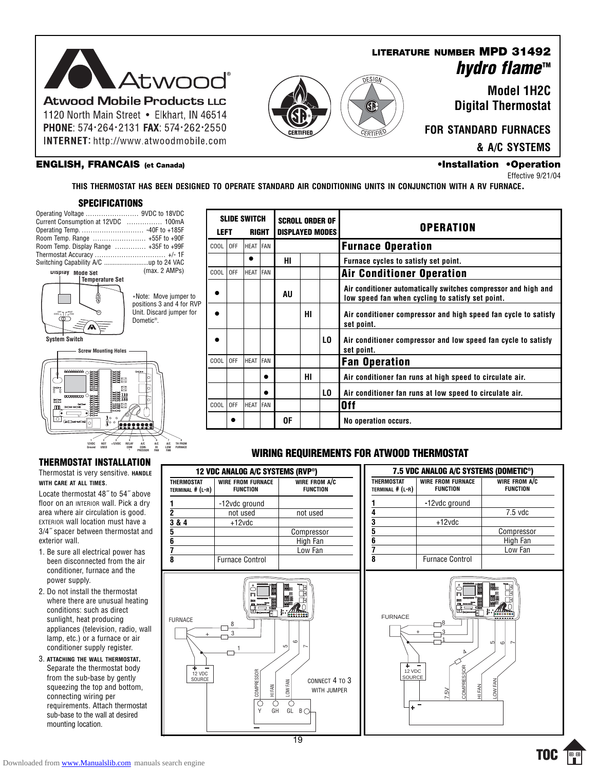**Atwood®**

**Atwood Mobile Products LLC**
1120 North Main Street • Elkhart, IN 46514
**PHONE**: 574·264·2131 **FAX**: 574·262·2550
**INTERNET:** http://www.atwoodmobile.com

**LITERATURE NUMBER MPD 31492**

# *hydro flame™*

## Model 1H2C Digital Thermostat

**FOR STANDARD FURNACES & A/C SYSTEMS**

**ENGLISH, FRANCAIS (et Canada)**

**•Installation •Operation**

Effective 9/21/04

**THIS THERMOSTAT HAS BEEN DESIGNED TO OPERATE STANDARD AIR CONDITIONING UNITS IN CONJUNCTION WITH A RV FURNACE.**

## SPECIFICATIONS

Operating Voltage ........................ 9VDC to 18VDC
Current Consumption at 12VDC ................ 100mA
Operating Temp. ............................ -40F to +185F
Room Temp. Range ........................ +55F to +90F
Room Temp. Display Range .............. +35F to +99F
Thermostat Accuracy ................................ +/- 1F
Switching Capability A/C ..........................up to 24 VAC (max. 2 AMPs)

Display · Mode Set · Temperature Set · System Switch · Screw Mounting Holes

*Note: Move jumper to positions 3 and 4 for RVP Unit. Discard jumper for Dometic®.

1 12VDC Ground · 2 NOT USED · 3 +12VDC · 4 RELAY COM* · 5 A/C COMPRESSOR · 6 A/C HI FAN · 7 A/C LOW FAN · 8 TH FROM FURNACE

| SLIDE SWITCH LEFT → RIGHT | | | | SCROLL ORDER OF DISPLAYED MODES | | | OPERATION |
|---|---|---|---|---|---|---|---|
| COOL | OFF | HEAT | FAN | | | | **Furnace Operation** |
| | | ● | | HI | | | Furnace cycles to satisfy set point. |
| COOL | OFF | HEAT | FAN | | | | **Air Conditioner Operation** |
| ● | | | | AU | | | Air conditioner automatically switches compressor and high and low speed fan when cycling to satisfy set point. |
| ● | | | | | HI | | Air conditioner compressor and high speed fan cycle to satisfy set point. |
| ● | | | | | | LO | Air conditioner compressor and low speed fan cycle to satisfy set point. |
| COOL | OFF | HEAT | FAN | | | | **Fan Operation** |
| | | | ● | | HI | | Air conditioner fan runs at high speed to circulate air. |
| | | | ● | | | LO | Air conditioner fan runs at low speed to circulate air. |
| COOL | OFF | HEAT | FAN | | | | **Off** |
| | ● | | | OF | | | No operation occurs. |

## THERMOSTAT INSTALLATION

Thermostat is very sensitive. **HANDLE WITH CARE AT ALL TIMES**.

Locate thermostat 48˝ to 54˝ above floor on an INTERIOR wall. Pick a dry area where air circulation is good. EXTERIOR wall location must have a 3/4˝ spacer between thermostat and exterior wall.

1. Be sure all electrical power has been disconnected from the air conditioner, furnace and the power supply.
2. Do not install the thermostat where there are unusual heating conditions: such as direct sunlight, heat producing appliances (television, radio, wall lamp, etc.) or a furnace or air conditioner supply register.
3. **ATTACHING THE WALL THERMOSTAT.** Separate the thermostat body from the sub-base by gently squeezing the top and bottom, connecting wiring per requirements. Attach thermostat sub-base to the wall at desired mounting location.

## WIRING REQUIREMENTS FOR ATWOOD THERMOSTAT

**12 VDC ANALOG A/C SYSTEMS (RVP®)**

| THERMOSTAT TERMINAL # (L-R) | WIRE FROM FURNACE FUNCTION | WIRE FROM A/C FUNCTION |
|---|---|---|
| 1 | -12vdc ground | |
| 2 | not used | not used |
| 3 & 4 | +12vdc | |
| 5 | | Compressor |
| 6 | | High Fan |
| 7 | | Low Fan |
| 8 | Furnace Control | |

FURNACE · 12 VDC SOURCE · COMPRESSOR · HI FAN · LOW FAN · Y GH GL B · CONNECT 4 TO 3 WITH JUMPER

**7.5 VDC ANALOG A/C SYSTEMS (DOMETIC®)**

| THERMOSTAT TERMINAL # (L-R) | WIRE FROM FURNACE FUNCTION | WIRE FROM A/C FUNCTION |
|---|---|---|
| 1 | -12vdc ground | |
| 4 | | 7.5 vdc |
| 3 | +12vdc | |
| 5 | | Compressor |
| 6 | | High Fan |
| 7 | | Low Fan |
| 8 | Furnace Control | |

FURNACE · 12 VDC SOURCE · 7.5V · COMPRESSOR · HI FAN · LOW FAN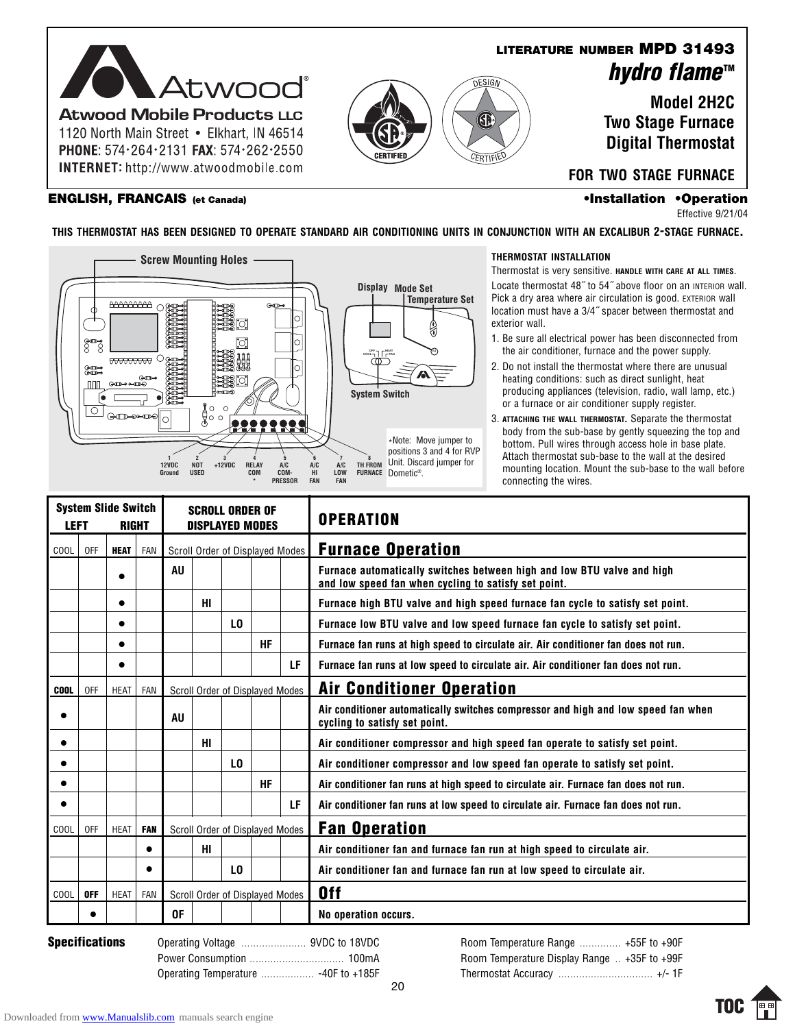**Atwood Mobile Products LLC**
1120 North Main Street • Elkhart, IN 46514
**PHONE**: 574•264•2131 **FAX**: 574•262•2550
**INTERNET:** http://www.atwoodmobile.com

**LITERATURE NUMBER MPD 31493**

# *hydro flame*™

## Model 2H2C Two Stage Furnace Digital Thermostat

## FOR TWO STAGE FURNACE

**ENGLISH, FRANCAIS (et Canada)**

**•Installation •Operation**

Effective 9/21/04

**THIS THERMOSTAT HAS BEEN DESIGNED TO OPERATE STANDARD AIR CONDITIONING UNITS IN CONJUNCTION WITH AN EXCALIBUR 2-STAGE FURNACE.**

Screw Mounting Holes

Display   Mode Set   Temperature Set

System Switch

1 12VDC Ground · 2 NOT USED · 3 +12VDC · 4 RELAY COM * · 5 A/C COM-PRESSOR · 6 A/C HI FAN · 7 A/C LOW FAN · 8 TH FROM FURNACE

*Note: Move jumper to positions 3 and 4 for RVP Unit. Discard jumper for Dometic®.

### THERMOSTAT INSTALLATION

Thermostat is very sensitive. **HANDLE WITH CARE AT ALL TIMES.**

Locate thermostat 48˝ to 54˝ above floor on an INTERIOR wall. Pick a dry area where air circulation is good. EXTERIOR wall location must have a 3/4˝ spacer between thermostat and exterior wall.

1. Be sure all electrical power has been disconnected from the air conditioner, furnace and the power supply.
2. Do not install the thermostat where there are unusual heating conditions: such as direct sunlight, heat producing appliances (television, radio, wall lamp, etc.) or a furnace or air conditioner supply register.
3. **ATTACHING THE WALL THERMOSTAT.** Separate the thermostat body from the sub-base by gently squeezing the top and bottom. Pull wires through access hole in base plate. Attach thermostat sub-base to the wall at the desired mounting location. Mount the sub-base to the wall before connecting the wires.

| System Slide Switch LEFT | | RIGHT | | SCROLL ORDER OF DISPLAYED MODES | | | | | OPERATION |
|---|---|---|---|---|---|---|---|---|---|
| COOL | OFF | **HEAT** | FAN | Scroll Order of Displayed Modes | | | | | **Furnace Operation** |
| | | ● | | AU | | | | | Furnace automatically switches between high and low BTU valve and high and low speed fan when cycling to satisfy set point. |
| | | ● | | | HI | | | | Furnace high BTU valve and high speed furnace fan cycle to satisfy set point. |
| | | ● | | | | LO | | | Furnace low BTU valve and low speed furnace fan cycle to satisfy set point. |
| | | ● | | | | | HF | | Furnace fan runs at high speed to circulate air. Air conditioner fan does not run. |
| | | ● | | | | | | LF | Furnace fan runs at low speed to circulate air. Air conditioner fan does not run. |
| **COOL** | OFF | HEAT | FAN | Scroll Order of Displayed Modes | | | | | **Air Conditioner Operation** |
| ● | | | | AU | | | | | Air conditioner automatically switches compressor and high and low speed fan when cycling to satisfy set point. |
| ● | | | | | HI | | | | Air conditioner compressor and high speed fan operate to satisfy set point. |
| ● | | | | | | LO | | | Air conditioner compressor and low speed fan operate to satisfy set point. |
| ● | | | | | | | HF | | Air conditioner fan runs at high speed to circulate air. Furnace fan does not run. |
| ● | | | | | | | | LF | Air conditioner fan runs at low speed to circulate air. Furnace fan does not run. |
| COOL | OFF | HEAT | **FAN** | Scroll Order of Displayed Modes | | | | | **Fan Operation** |
| | | | ● | | HI | | | | Air conditioner fan and furnace fan run at high speed to circulate air. |
| | | | ● | | | LO | | | Air conditioner fan and furnace fan run at low speed to circulate air. |
| COOL | **OFF** | HEAT | FAN | Scroll Order of Displayed Modes | | | | | **Off** |
| | ● | | | OF | | | | | No operation occurs. |

### Specifications

- Operating Voltage ...................... 9VDC to 18VDC
- Power Consumption ............................... 100mA
- Operating Temperature .................. -40F to +185F
- Room Temperature Range .............. +55F to +90F
- Room Temperature Display Range .. +35F to +99F
- Thermostat Accuracy ............................... +/- 1F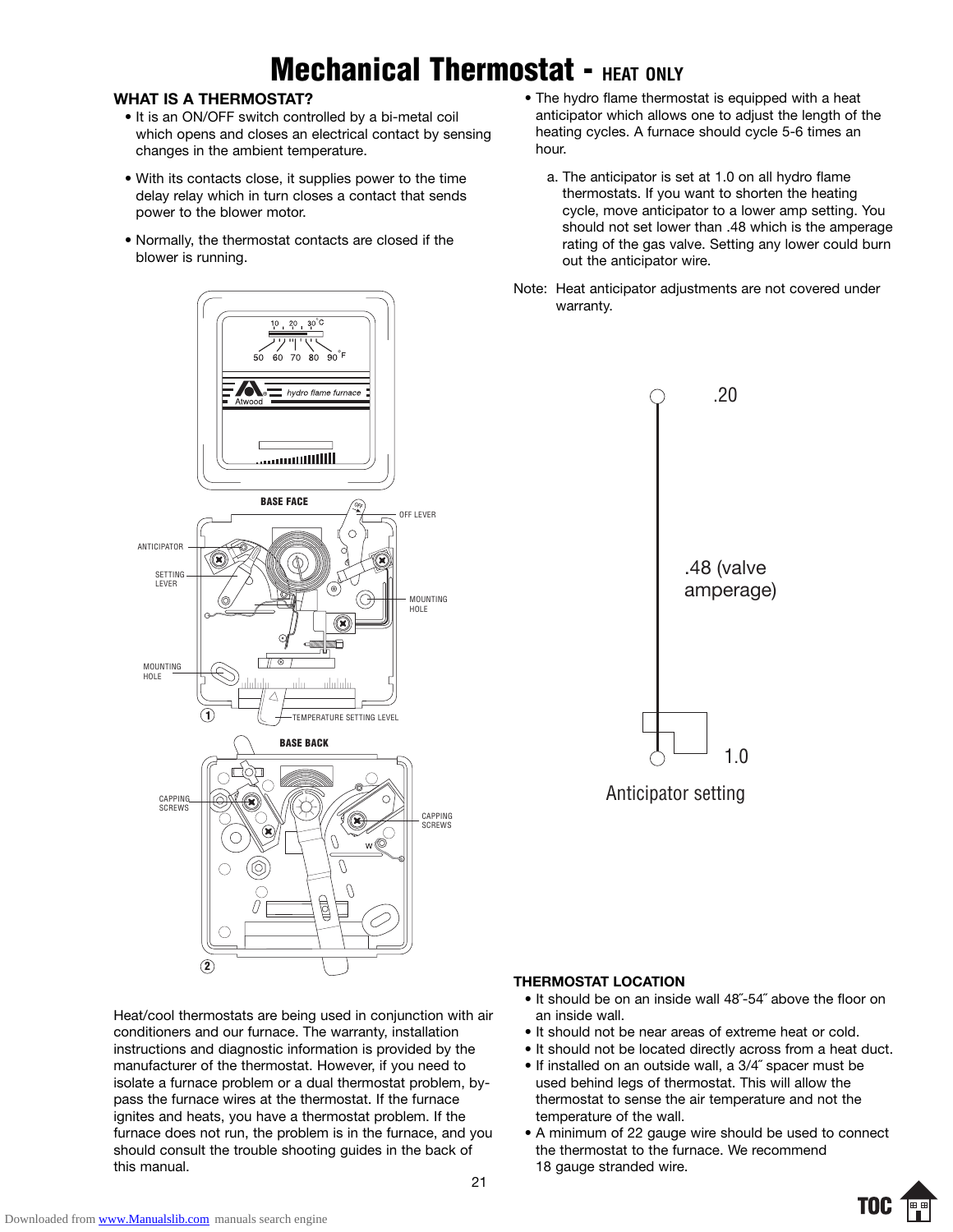# Mechanical Thermostat - HEAT ONLY

## WHAT IS A THERMOSTAT?

- It is an ON/OFF switch controlled by a bi-metal coil which opens and closes an electrical contact by sensing changes in the ambient temperature.
- With its contacts close, it supplies power to the time delay relay which in turn closes a contact that sends power to the blower motor.
- Normally, the thermostat contacts are closed if the blower is running.

Heat/cool thermostats are being used in conjunction with air conditioners and our furnace. The warranty, installation instructions and diagnostic information is provided by the manufacturer of the thermostat. However, if you need to isolate a furnace problem or a dual thermostat problem, by-pass the furnace wires at the thermostat. If the furnace ignites and heats, you have a thermostat problem. If the furnace does not run, the problem is in the furnace, and you should consult the trouble shooting guides in the back of this manual.

- The hydro flame thermostat is equipped with a heat anticipator which allows one to adjust the length of the heating cycles. A furnace should cycle 5-6 times an hour.

  a. The anticipator is set at 1.0 on all hydro flame thermostats. If you want to shorten the heating cycle, move anticipator to a lower amp setting. You should not set lower than .48 which is the amperage rating of the gas valve. Setting any lower could burn out the anticipator wire.

Note: Heat anticipator adjustments are not covered under warranty.

.20

.48 (valve amperage)

1.0

Anticipator setting

## THERMOSTAT LOCATION

- It should be on an inside wall 48˝-54˝ above the floor on an inside wall.
- It should not be near areas of extreme heat or cold.
- It should not be located directly across from a heat duct.
- If installed on an outside wall, a 3/4˝ spacer must be used behind legs of thermostat. This will allow the thermostat to sense the air temperature and not the temperature of the wall.
- A minimum of 22 gauge wire should be used to connect the thermostat to the furnace. We recommend 18 gauge stranded wire.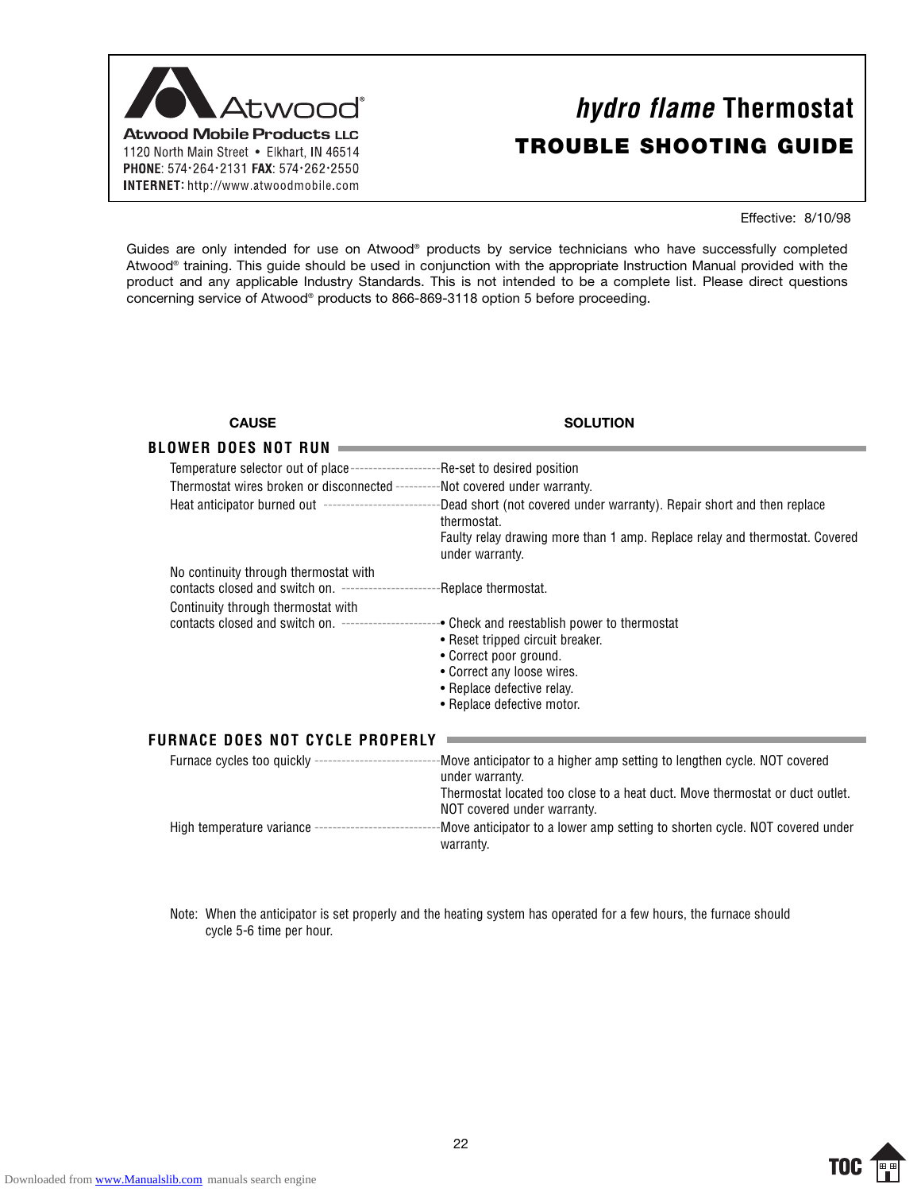**Atwood Mobile Products LLC**
1120 North Main Street • Elkhart, IN 46514
**PHONE**: 574•264•2131 **FAX**: 574•262•2550
**INTERNET:** http://www.atwoodmobile.com

# *hydro flame* Thermostat
## TROUBLE SHOOTING GUIDE

Effective: 8/10/98

Guides are only intended for use on Atwood® products by service technicians who have successfully completed Atwood® training. This guide should be used in conjunction with the appropriate Instruction Manual provided with the product and any applicable Industry Standards. This is not intended to be a complete list. Please direct questions concerning service of Atwood® products to 866-869-3118 option 5 before proceeding.

| CAUSE | SOLUTION |
|---|---|
| **BLOWER DOES NOT RUN** | |
| Temperature selector out of place | Re-set to desired position |
| Thermostat wires broken or disconnected | Not covered under warranty. |
| Heat anticipator burned out | Dead short (not covered under warranty). Repair short and then replace thermostat.<br>Faulty relay drawing more than 1 amp. Replace relay and thermostat. Covered under warranty. |
| No continuity through thermostat with contacts closed and switch on. | Replace thermostat. |
| Continuity through thermostat with contacts closed and switch on. | • Check and reestablish power to thermostat<br>• Reset tripped circuit breaker.<br>• Correct poor ground.<br>• Correct any loose wires.<br>• Replace defective relay.<br>• Replace defective motor. |
| **FURNACE DOES NOT CYCLE PROPERLY** | |
| Furnace cycles too quickly | Move anticipator to a higher amp setting to lengthen cycle. NOT covered under warranty.<br>Thermostat located too close to a heat duct. Move thermostat or duct outlet. NOT covered under warranty. |
| High temperature variance | Move anticipator to a lower amp setting to shorten cycle. NOT covered under warranty. |

Note: When the anticipator is set properly and the heating system has operated for a few hours, the furnace should cycle 5-6 time per hour.